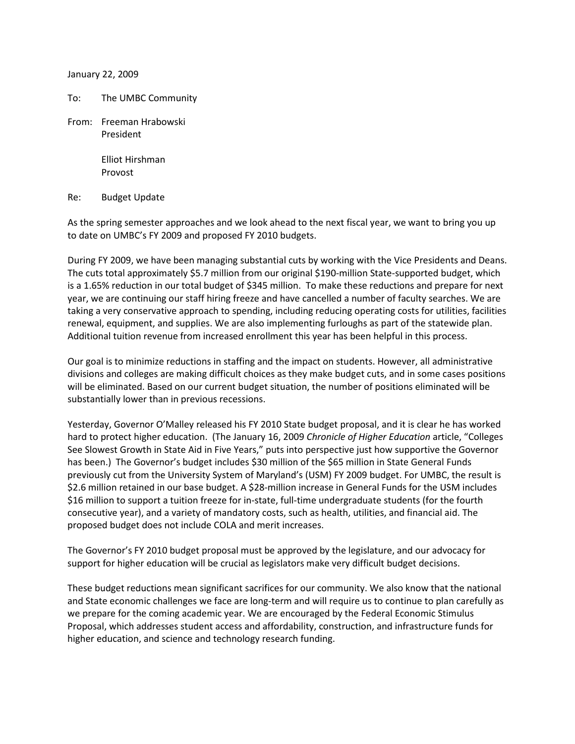January 22, 2009

To: The UMBC Community

From: Freeman Hrabowski
President

Elliot Hirshman
Provost

Re: Budget Update

As the spring semester approaches and we look ahead to the next fiscal year, we want to bring you up to date on UMBC's FY 2009 and proposed FY 2010 budgets.

During FY 2009, we have been managing substantial cuts by working with the Vice Presidents and Deans. The cuts total approximately $5.7 million from our original $190-million State-supported budget, which is a 1.65% reduction in our total budget of $345 million. To make these reductions and prepare for next year, we are continuing our staff hiring freeze and have cancelled a number of faculty searches. We are taking a very conservative approach to spending, including reducing operating costs for utilities, facilities renewal, equipment, and supplies. We are also implementing furloughs as part of the statewide plan. Additional tuition revenue from increased enrollment this year has been helpful in this process.

Our goal is to minimize reductions in staffing and the impact on students. However, all administrative divisions and colleges are making difficult choices as they make budget cuts, and in some cases positions will be eliminated. Based on our current budget situation, the number of positions eliminated will be substantially lower than in previous recessions.

Yesterday, Governor O'Malley released his FY 2010 State budget proposal, and it is clear he has worked hard to protect higher education. (The January 16, 2009 *Chronicle of Higher Education* article, "Colleges See Slowest Growth in State Aid in Five Years," puts into perspective just how supportive the Governor has been.) The Governor's budget includes $30 million of the $65 million in State General Funds previously cut from the University System of Maryland's (USM) FY 2009 budget. For UMBC, the result is $2.6 million retained in our base budget. A $28-million increase in General Funds for the USM includes $16 million to support a tuition freeze for in-state, full-time undergraduate students (for the fourth consecutive year), and a variety of mandatory costs, such as health, utilities, and financial aid. The proposed budget does not include COLA and merit increases.

The Governor's FY 2010 budget proposal must be approved by the legislature, and our advocacy for support for higher education will be crucial as legislators make very difficult budget decisions.

These budget reductions mean significant sacrifices for our community. We also know that the national and State economic challenges we face are long-term and will require us to continue to plan carefully as we prepare for the coming academic year. We are encouraged by the Federal Economic Stimulus Proposal, which addresses student access and affordability, construction, and infrastructure funds for higher education, and science and technology research funding.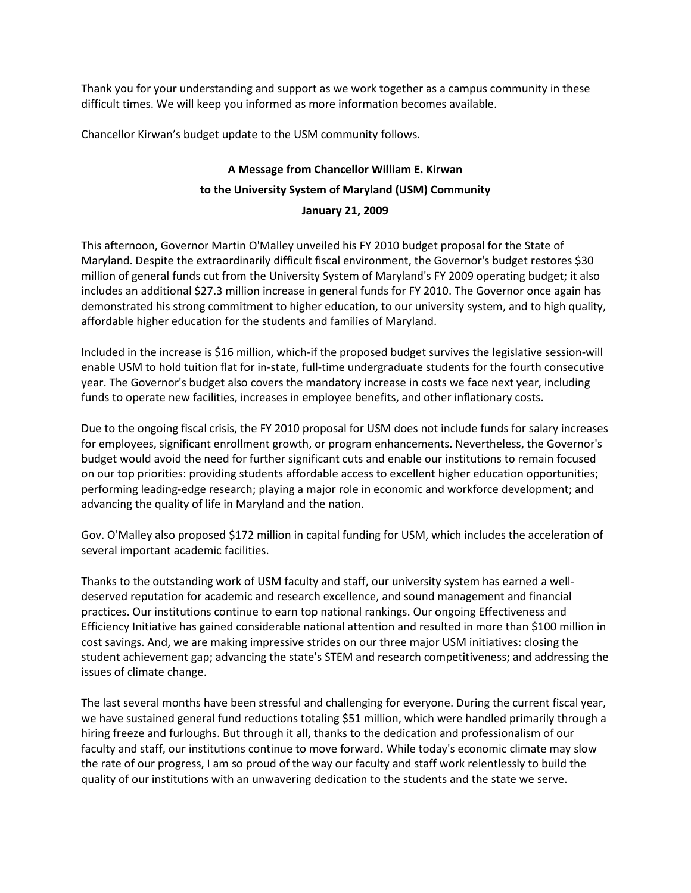Thank you for your understanding and support as we work together as a campus community in these difficult times. We will keep you informed as more information becomes available.

Chancellor Kirwan's budget update to the USM community follows.

**A Message from Chancellor William E. Kirwan**

**to the University System of Maryland (USM) Community**

**January 21, 2009**

This afternoon, Governor Martin O'Malley unveiled his FY 2010 budget proposal for the State of Maryland. Despite the extraordinarily difficult fiscal environment, the Governor's budget restores $30 million of general funds cut from the University System of Maryland's FY 2009 operating budget; it also includes an additional $27.3 million increase in general funds for FY 2010. The Governor once again has demonstrated his strong commitment to higher education, to our university system, and to high quality, affordable higher education for the students and families of Maryland.

Included in the increase is $16 million, which-if the proposed budget survives the legislative session-will enable USM to hold tuition flat for in-state, full-time undergraduate students for the fourth consecutive year. The Governor's budget also covers the mandatory increase in costs we face next year, including funds to operate new facilities, increases in employee benefits, and other inflationary costs.

Due to the ongoing fiscal crisis, the FY 2010 proposal for USM does not include funds for salary increases for employees, significant enrollment growth, or program enhancements. Nevertheless, the Governor's budget would avoid the need for further significant cuts and enable our institutions to remain focused on our top priorities: providing students affordable access to excellent higher education opportunities; performing leading-edge research; playing a major role in economic and workforce development; and advancing the quality of life in Maryland and the nation.

Gov. O'Malley also proposed $172 million in capital funding for USM, which includes the acceleration of several important academic facilities.

Thanks to the outstanding work of USM faculty and staff, our university system has earned a well-deserved reputation for academic and research excellence, and sound management and financial practices. Our institutions continue to earn top national rankings. Our ongoing Effectiveness and Efficiency Initiative has gained considerable national attention and resulted in more than $100 million in cost savings. And, we are making impressive strides on our three major USM initiatives: closing the student achievement gap; advancing the state's STEM and research competitiveness; and addressing the issues of climate change.

The last several months have been stressful and challenging for everyone. During the current fiscal year, we have sustained general fund reductions totaling $51 million, which were handled primarily through a hiring freeze and furloughs. But through it all, thanks to the dedication and professionalism of our faculty and staff, our institutions continue to move forward. While today's economic climate may slow the rate of our progress, I am so proud of the way our faculty and staff work relentlessly to build the quality of our institutions with an unwavering dedication to the students and the state we serve.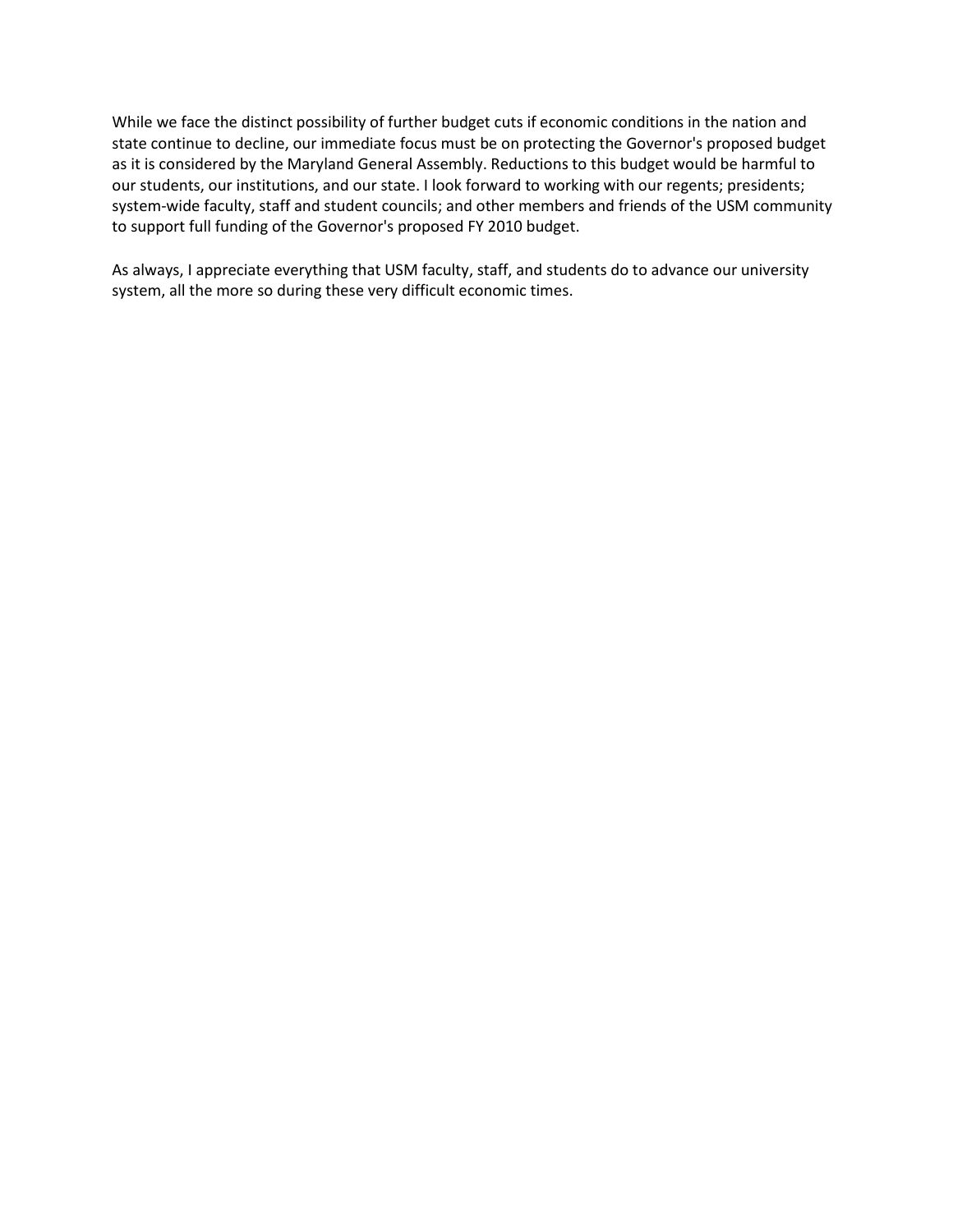While we face the distinct possibility of further budget cuts if economic conditions in the nation and state continue to decline, our immediate focus must be on protecting the Governor's proposed budget as it is considered by the Maryland General Assembly. Reductions to this budget would be harmful to our students, our institutions, and our state. I look forward to working with our regents; presidents; system-wide faculty, staff and student councils; and other members and friends of the USM community to support full funding of the Governor's proposed FY 2010 budget.

As always, I appreciate everything that USM faculty, staff, and students do to advance our university system, all the more so during these very difficult economic times.